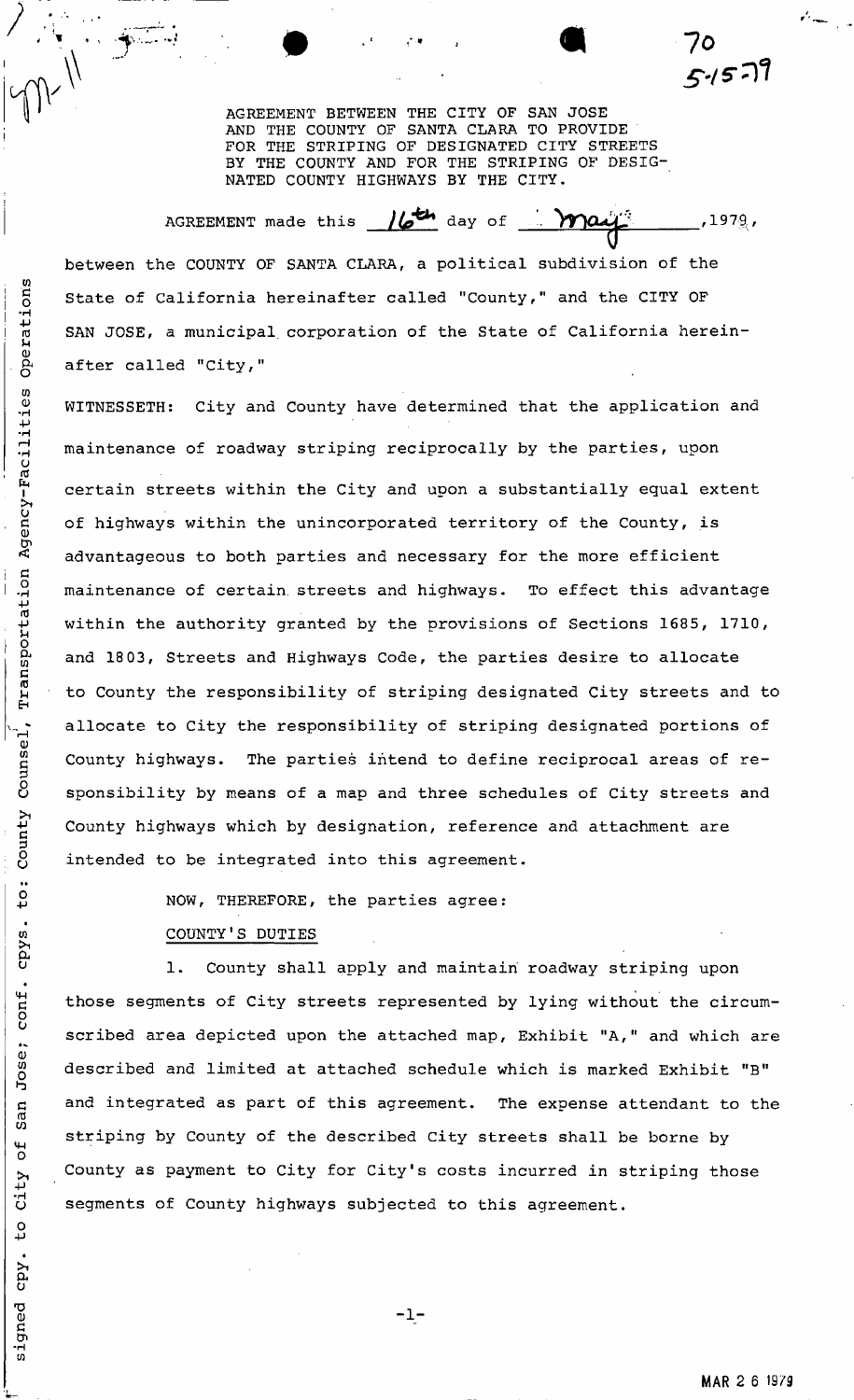70
5-15-79

AGREEMENT BETWEEN THE CITY OF SAN JOSE AND THE COUNTY OF SANTA CLARA TO PROVIDE FOR THE STRIPING OF DESIGNATED CITY STREETS BY THE COUNTY AND FOR THE STRIPING OF DESIGNATED COUNTY HIGHWAYS BY THE CITY.

AGREEMENT made this 16th day of May, 1979, between the COUNTY OF SANTA CLARA, a political subdivision of the State of California hereinafter called "County," and the CITY OF SAN JOSE, a municipal corporation of the State of California hereinafter called "City,"

WITNESSETH: City and County have determined that the application and maintenance of roadway striping reciprocally by the parties, upon certain streets within the City and upon a substantially equal extent of highways within the unincorporated territory of the County, is advantageous to both parties and necessary for the more efficient maintenance of certain streets and highways. To effect this advantage within the authority granted by the provisions of Sections 1685, 1710, and 1803, Streets and Highways Code, the parties desire to allocate to County the responsibility of striping designated City streets and to allocate to City the responsibility of striping designated portions of County highways. The parties intend to define reciprocal areas of responsibility by means of a map and three schedules of City streets and County highways which by designation, reference and attachment are intended to be integrated into this agreement.

NOW, THEREFORE, the parties agree:

COUNTY'S DUTIES

1. County shall apply and maintain roadway striping upon those segments of City streets represented by lying without the circumscribed area depicted upon the attached map, Exhibit "A," and which are described and limited at attached schedule which is marked Exhibit "B" and integrated as part of this agreement. The expense attendant to the striping by County of the described City streets shall be borne by County as payment to City for City's costs incurred in striping those segments of County highways subjected to this agreement.

signed cpy. to City of San Jose; conf. cpys. to: County Counsel, Transportation Agency-Facilities Operations

MAR 26 1979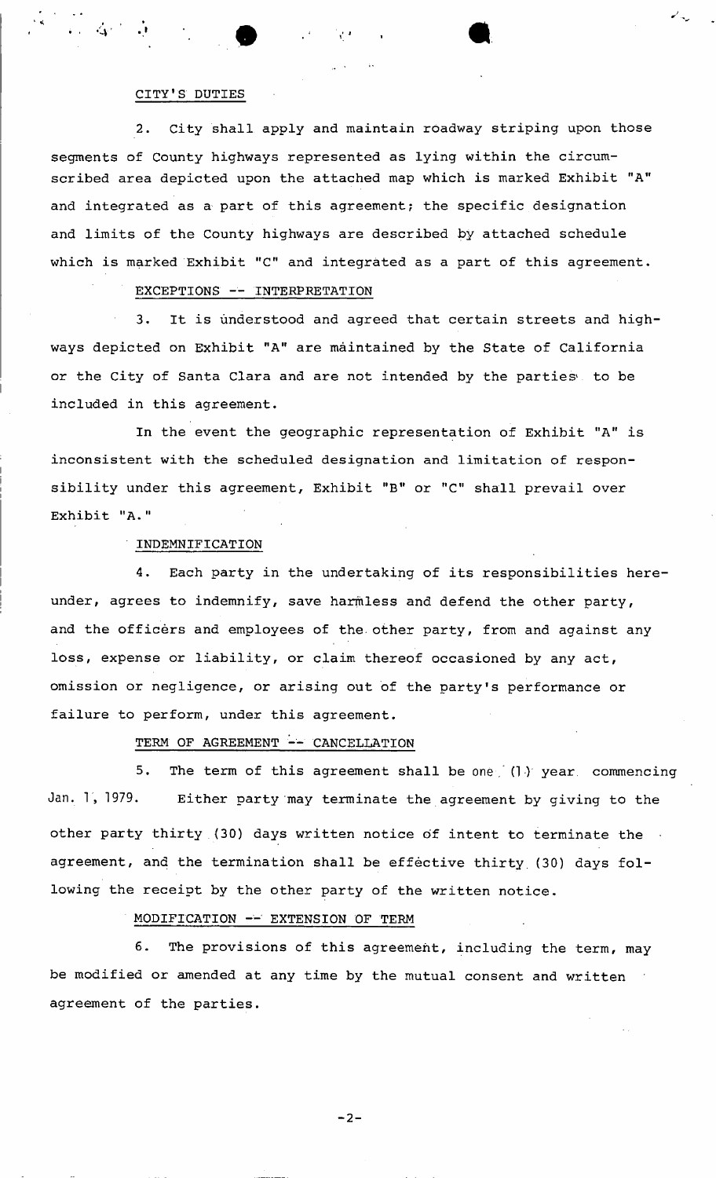CITY'S DUTIES

2. City shall apply and maintain roadway striping upon those segments of County highways represented as lying within the circumscribed area depicted upon the attached map which is marked Exhibit "A" and integrated as a part of this agreement; the specific designation and limits of the County highways are described by attached schedule which is marked Exhibit "C" and integrated as a part of this agreement.

EXCEPTIONS -- INTERPRETATION

3. It is understood and agreed that certain streets and highways depicted on Exhibit "A" are maintained by the State of California or the City of Santa Clara and are not intended by the parties to be included in this agreement.

In the event the geographic representation of Exhibit "A" is inconsistent with the scheduled designation and limitation of responsibility under this agreement, Exhibit "B" or "C" shall prevail over Exhibit "A."

INDEMNIFICATION

4. Each party in the undertaking of its responsibilities hereunder, agrees to indemnify, save harmless and defend the other party, and the officers and employees of the other party, from and against any loss, expense or liability, or claim thereof occasioned by any act, omission or negligence, or arising out of the party's performance or failure to perform, under this agreement.

TERM OF AGREEMENT -- CANCELLATION

5. The term of this agreement shall be one (1) year commencing Jan. 1, 1979. Either party may terminate the agreement by giving to the other party thirty (30) days written notice of intent to terminate the agreement, and the termination shall be effective thirty (30) days following the receipt by the other party of the written notice.

MODIFICATION -- EXTENSION OF TERM

6. The provisions of this agreement, including the term, may be modified or amended at any time by the mutual consent and written agreement of the parties.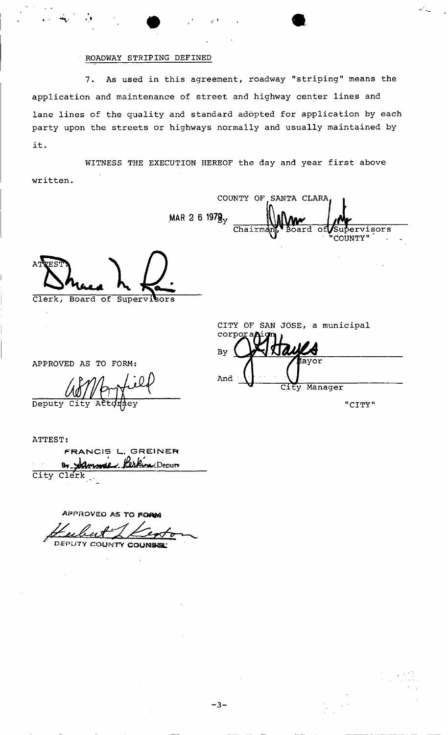ROADWAY STRIPING DEFINED

7. As used in this agreement, roadway "striping" means the application and maintenance of street and highway center lines and lane lines of the quality and standard adopted for application by each party upon the streets or highways normally and usually maintained by it.

WITNESS THE EXECUTION HEREOF the day and year first above written.

COUNTY OF SANTA CLARA

MAR 2 6 1979

By \_\_\_\_\_\_\_\_\_\_\_\_\_\_\_\_\_\_\_\_\_\_\_\_\_\_\_\_\_\_\_\_\_\_
Chairman, Board of Supervisors

"COUNTY"

ATTEST:

\_\_\_\_\_\_\_\_\_\_\_\_\_\_\_\_\_\_\_\_\_\_\_\_\_\_\_\_\_\_\_\_\_\_
Clerk, Board of Supervisors

APPROVED AS TO FORM:

\_\_\_\_\_\_\_\_\_\_\_\_\_\_\_\_\_\_\_\_\_\_\_\_\_\_\_\_\_\_\_\_\_\_
Deputy City Attorney

CITY OF SAN JOSE, a municipal corporation

By \_\_\_\_\_\_\_\_\_\_\_\_\_\_\_\_\_\_\_\_\_\_\_\_\_\_\_\_\_\_\_\_\_\_
Mayor

And \_\_\_\_\_\_\_\_\_\_\_\_\_\_\_\_\_\_\_\_\_\_\_\_\_\_\_\_\_\_\_\_\_\_
City Manager

"CITY"

ATTEST:

FRANCIS L. GREINER

By \_\_\_\_\_\_\_\_\_\_\_\_\_\_\_\_\_\_\_\_ Deputy
City Clerk

APPROVED AS TO FORM

\_\_\_\_\_\_\_\_\_\_\_\_\_\_\_\_\_\_\_\_\_\_\_\_\_\_\_\_\_\_\_\_\_\_
DEPUTY COUNTY COUNSEL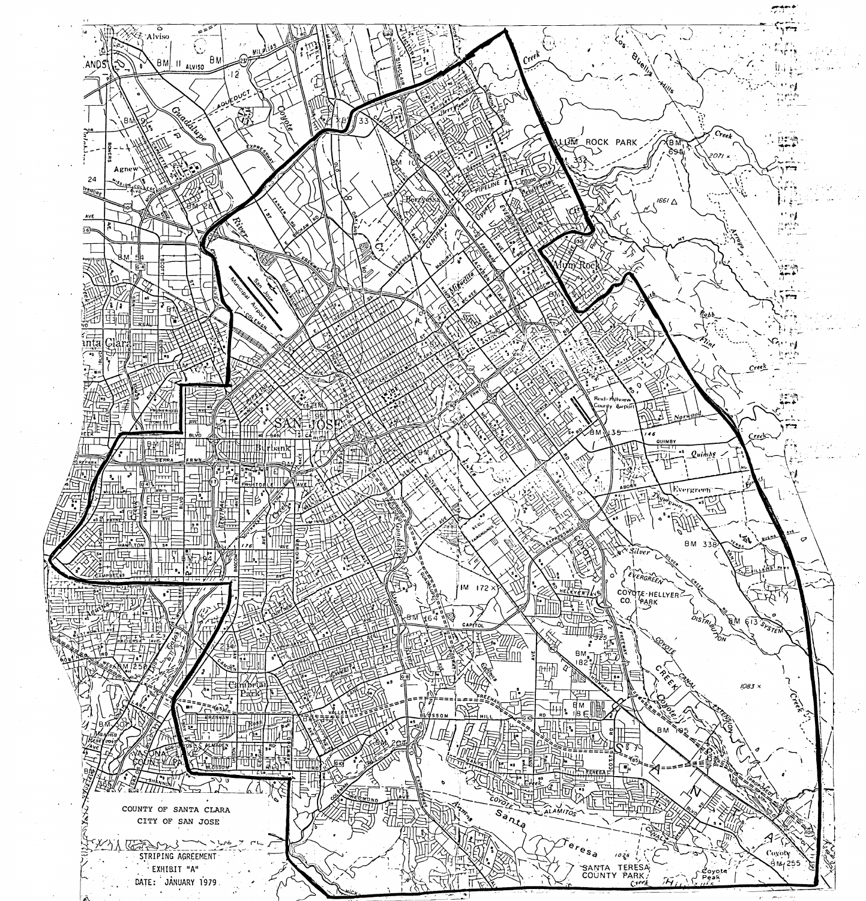COUNTY OF SANTA CLARA
CITY OF SAN JOSE

STRIPING AGREEMENT
EXHIBIT "A"
DATE: JANUARY 1979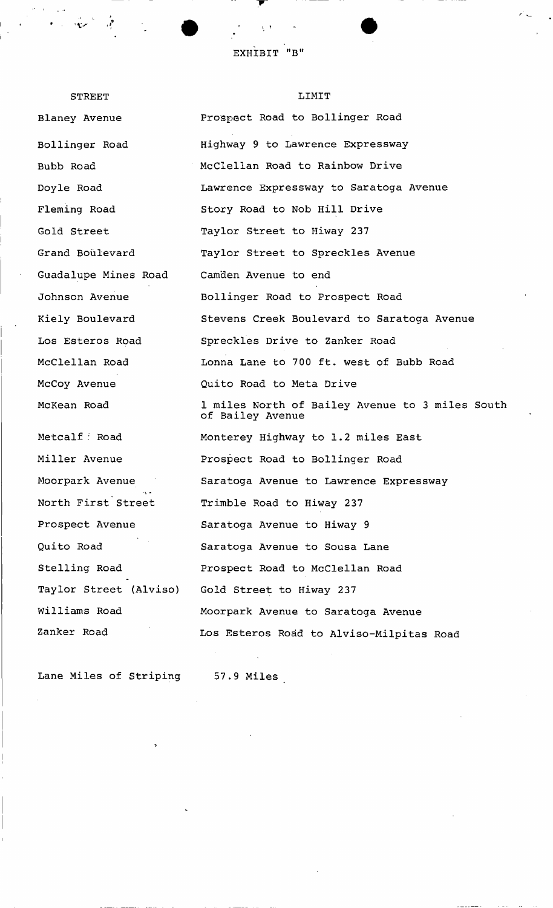# EXHIBIT "B"

| STREET | LIMIT |
|---|---|
| Blaney Avenue | Prospect Road to Bollinger Road |
| Bollinger Road | Highway 9 to Lawrence Expressway |
| Bubb Road | McClellan Road to Rainbow Drive |
| Doyle Road | Lawrence Expressway to Saratoga Avenue |
| Fleming Road | Story Road to Nob Hill Drive |
| Gold Street | Taylor Street to Hiway 237 |
| Grand Boulevard | Taylor Street to Spreckles Avenue |
| Guadalupe Mines Road | Camden Avenue to end |
| Johnson Avenue | Bollinger Road to Prospect Road |
| Kiely Boulevard | Stevens Creek Boulevard to Saratoga Avenue |
| Los Esteros Road | Spreckles Drive to Zanker Road |
| McClellan Road | Lonna Lane to 700 ft. west of Bubb Road |
| McCoy Avenue | Quito Road to Meta Drive |
| McKean Road | 1 miles North of Bailey Avenue to 3 miles South of Bailey Avenue |
| Metcalf Road | Monterey Highway to 1.2 miles East |
| Miller Avenue | Prospect Road to Bollinger Road |
| Moorpark Avenue | Saratoga Avenue to Lawrence Expressway |
| North First Street | Trimble Road to Hiway 237 |
| Prospect Avenue | Saratoga Avenue to Hiway 9 |
| Quito Road | Saratoga Avenue to Sousa Lane |
| Stelling Road | Prospect Road to McClellan Road |
| Taylor Street (Alviso) | Gold Street to Hiway 237 |
| Williams Road | Moorpark Avenue to Saratoga Avenue |
| Zanker Road | Los Esteros Road to Alviso-Milpitas Road |

Lane Miles of Striping 57.9 Miles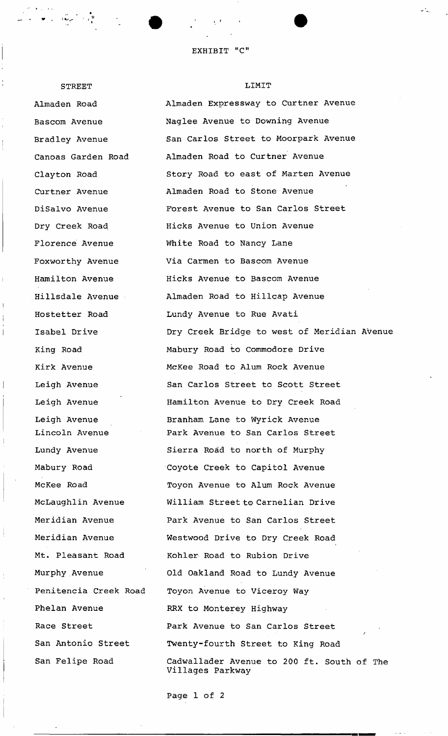EXHIBIT "C"

| STREET | LIMIT |
| --- | --- |
| Almaden Road | Almaden Expressway to Curtner Avenue |
| Bascom Avenue | Naglee Avenue to Downing Avenue |
| Bradley Avenue | San Carlos Street to Moorpark Avenue |
| Canoas Garden Road | Almaden Road to Curtner Avenue |
| Clayton Road | Story Road to east of Marten Avenue |
| Curtner Avenue | Almaden Road to Stone Avenue |
| DiSalvo Avenue | Forest Avenue to San Carlos Street |
| Dry Creek Road | Hicks Avenue to Union Avenue |
| Florence Avenue | White Road to Nancy Lane |
| Foxworthy Avenue | Via Carmen to Bascom Avenue |
| Hamilton Avenue | Hicks Avenue to Bascom Avenue |
| Hillsdale Avenue | Almaden Road to Hillcap Avenue |
| Hostetter Road | Lundy Avenue to Rue Avati |
| Isabel Drive | Dry Creek Bridge to west of Meridian Avenue |
| King Road | Mabury Road to Commodore Drive |
| Kirk Avenue | McKee Road to Alum Rock Avenue |
| Leigh Avenue | San Carlos Street to Scott Street |
| Leigh Avenue | Hamilton Avenue to Dry Creek Road |
| Leigh Avenue | Branham Lane to Wyrick Avenue |
| Lincoln Avenue | Park Avenue to San Carlos Street |
| Lundy Avenue | Sierra Road to north of Murphy |
| Mabury Road | Coyote Creek to Capitol Avenue |
| McKee Road | Toyon Avenue to Alum Rock Avenue |
| McLaughlin Avenue | William Street to Carnelian Drive |
| Meridian Avenue | Park Avenue to San Carlos Street |
| Meridian Avenue | Westwood Drive to Dry Creek Road |
| Mt. Pleasant Road | Kohler Road to Rubion Drive |
| Murphy Avenue | Old Oakland Road to Lundy Avenue |
| Penitencia Creek Road | Toyon Avenue to Viceroy Way |
| Phelan Avenue | RRX to Monterey Highway |
| Race Street | Park Avenue to San Carlos Street |
| San Antonio Street | Twenty-fourth Street to King Road |
| San Felipe Road | Cadwallader Avenue to 200 ft. South of The Villages Parkway |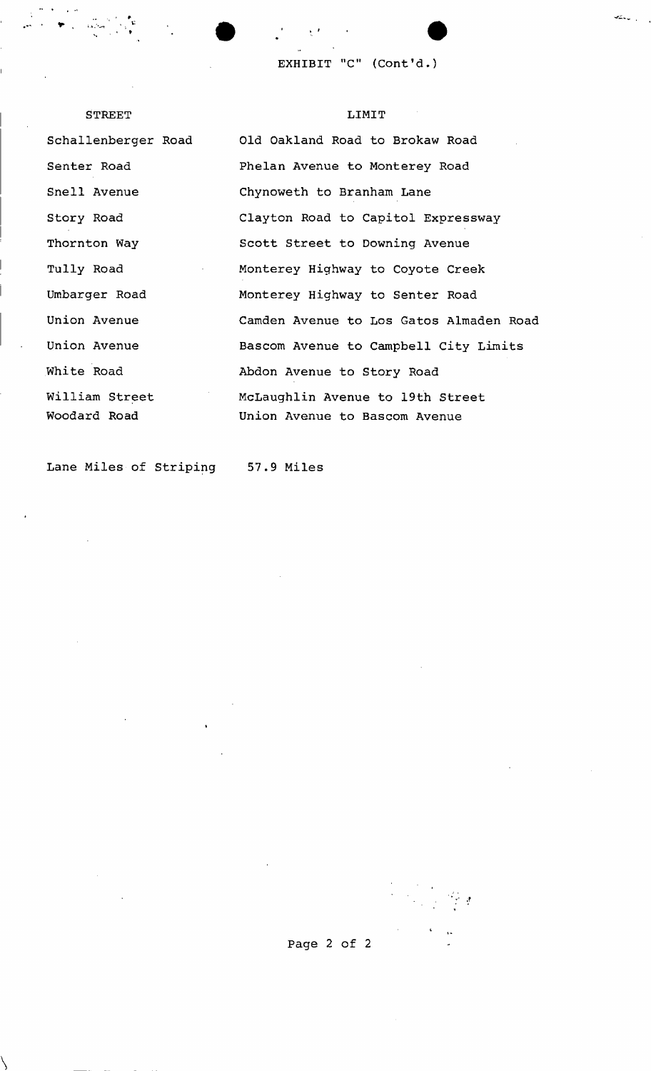EXHIBIT "C" (Cont'd.)

| STREET | LIMIT |
| --- | --- |
| Schallenberger Road | Old Oakland Road to Brokaw Road |
| Senter Road | Phelan Avenue to Monterey Road |
| Snell Avenue | Chynoweth to Branham Lane |
| Story Road | Clayton Road to Capitol Expressway |
| Thornton Way | Scott Street to Downing Avenue |
| Tully Road | Monterey Highway to Coyote Creek |
| Umbarger Road | Monterey Highway to Senter Road |
| Union Avenue | Camden Avenue to Los Gatos Almaden Road |
| Union Avenue | Bascom Avenue to Campbell City Limits |
| White Road | Abdon Avenue to Story Road |
| William Street | McLaughlin Avenue to 19th Street |
| Woodard Road | Union Avenue to Bascom Avenue |

Lane Miles of Striping 57.9 Miles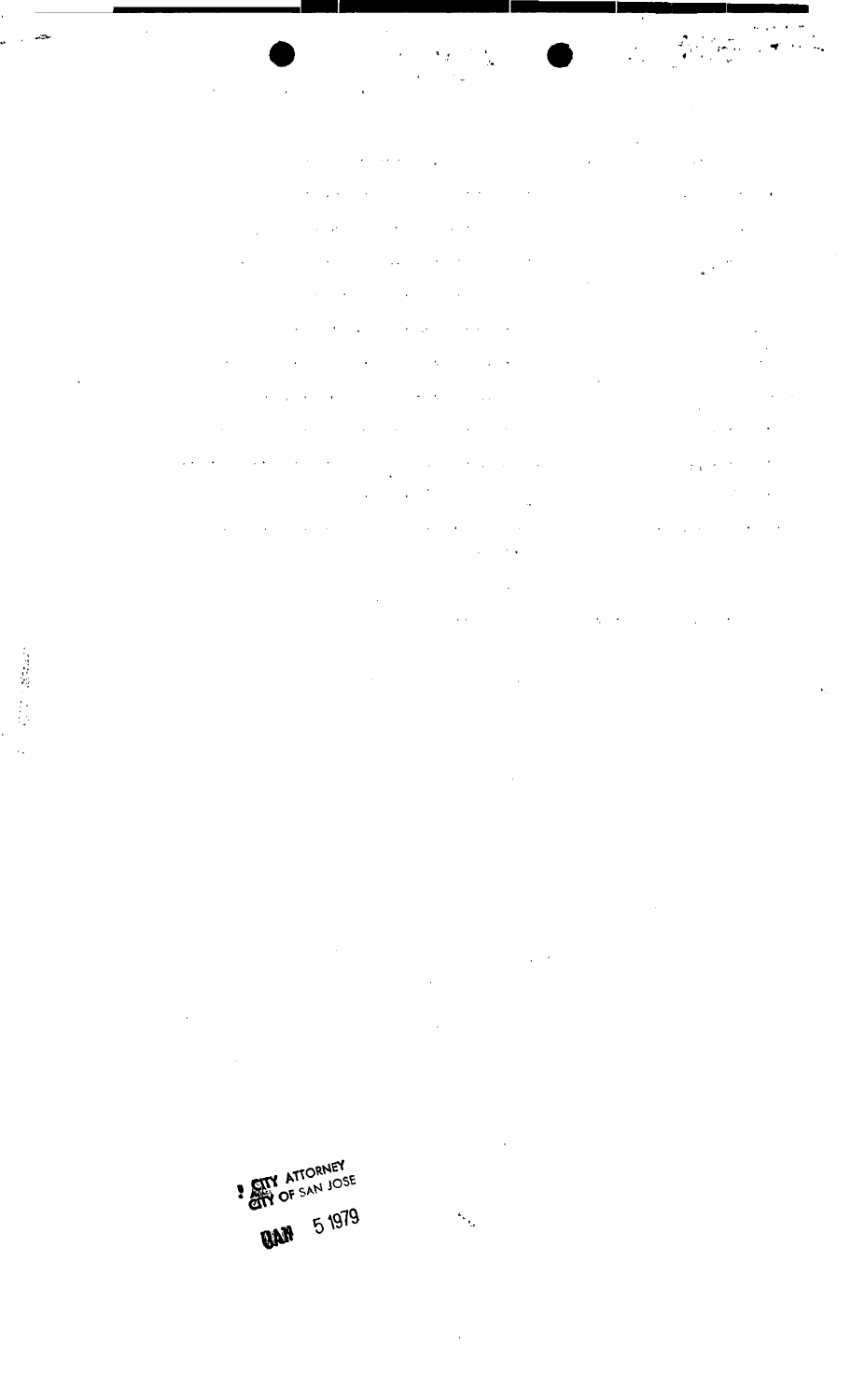CITY ATTORNEY
CITY OF SAN JOSE

JAN 5 1979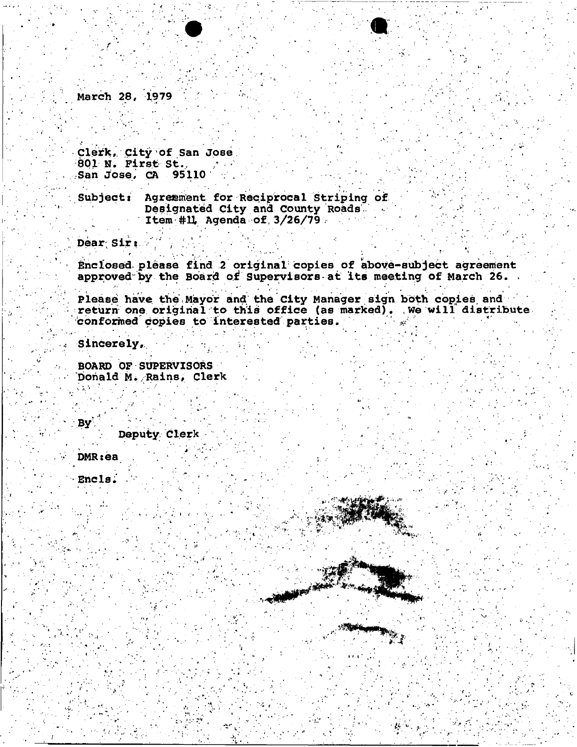March 28, 1979

Clerk, City of San Jose
801 N. First St.
San Jose, CA 95110

Subject: Agreement for Reciprocal Striping of Designated City and County Roads Item #11, Agenda of 3/26/79

Dear Sir:

Enclosed please find 2 original copies of above-subject agreement approved by the Board of Supervisors at its meeting of March 26.

Please have the Mayor and the City Manager sign both copies and return one original to this office (as marked). We will distribute conformed copies to interested parties.

Sincerely,

BOARD OF SUPERVISORS
Donald M. Rains, Clerk

By
Deputy Clerk

DMR:ea

Encls.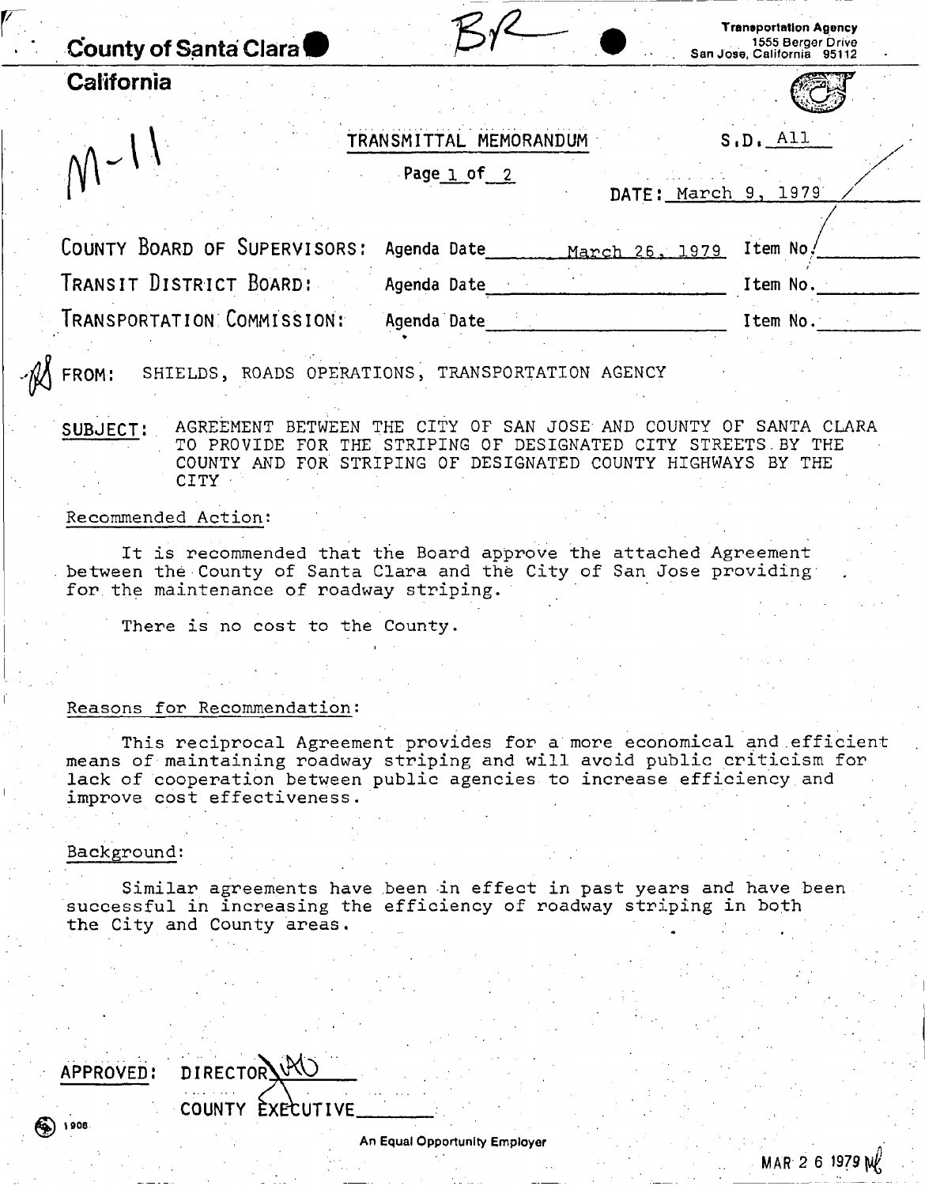**County of Santa Clara**

**California**

BR

Transportation Agency
1555 Berger Drive
San Jose, California 95112

M-11

TRANSMITTAL MEMORANDUM

S.D. All

Page 1 of 2

DATE: March 9, 1979

| | | |
|---|---|---|
| COUNTY BOARD OF SUPERVISORS: | Agenda Date March 26, 1979 | Item No. |
| TRANSIT DISTRICT BOARD: | Agenda Date | Item No. |
| TRANSPORTATION COMMISSION: | Agenda Date | Item No. |

FROM: SHIELDS, ROADS OPERATIONS, TRANSPORTATION AGENCY

SUBJECT: AGREEMENT BETWEEN THE CITY OF SAN JOSE AND COUNTY OF SANTA CLARA TO PROVIDE FOR THE STRIPING OF DESIGNATED CITY STREETS BY THE COUNTY AND FOR STRIPING OF DESIGNATED COUNTY HIGHWAYS BY THE CITY

Recommended Action:

It is recommended that the Board approve the attached Agreement between the County of Santa Clara and the City of San Jose providing for the maintenance of roadway striping.

There is no cost to the County.

Reasons for Recommendation:

This reciprocal Agreement provides for a more economical and efficient means of maintaining roadway striping and will avoid public criticism for lack of cooperation between public agencies to increase efficiency and improve cost effectiveness.

Background:

Similar agreements have been in effect in past years and have been successful in increasing the efficiency of roadway striping in both the City and County areas.

APPROVED: DIRECTOR

COUNTY EXECUTIVE

An Equal Opportunity Employer

MAR 26 1979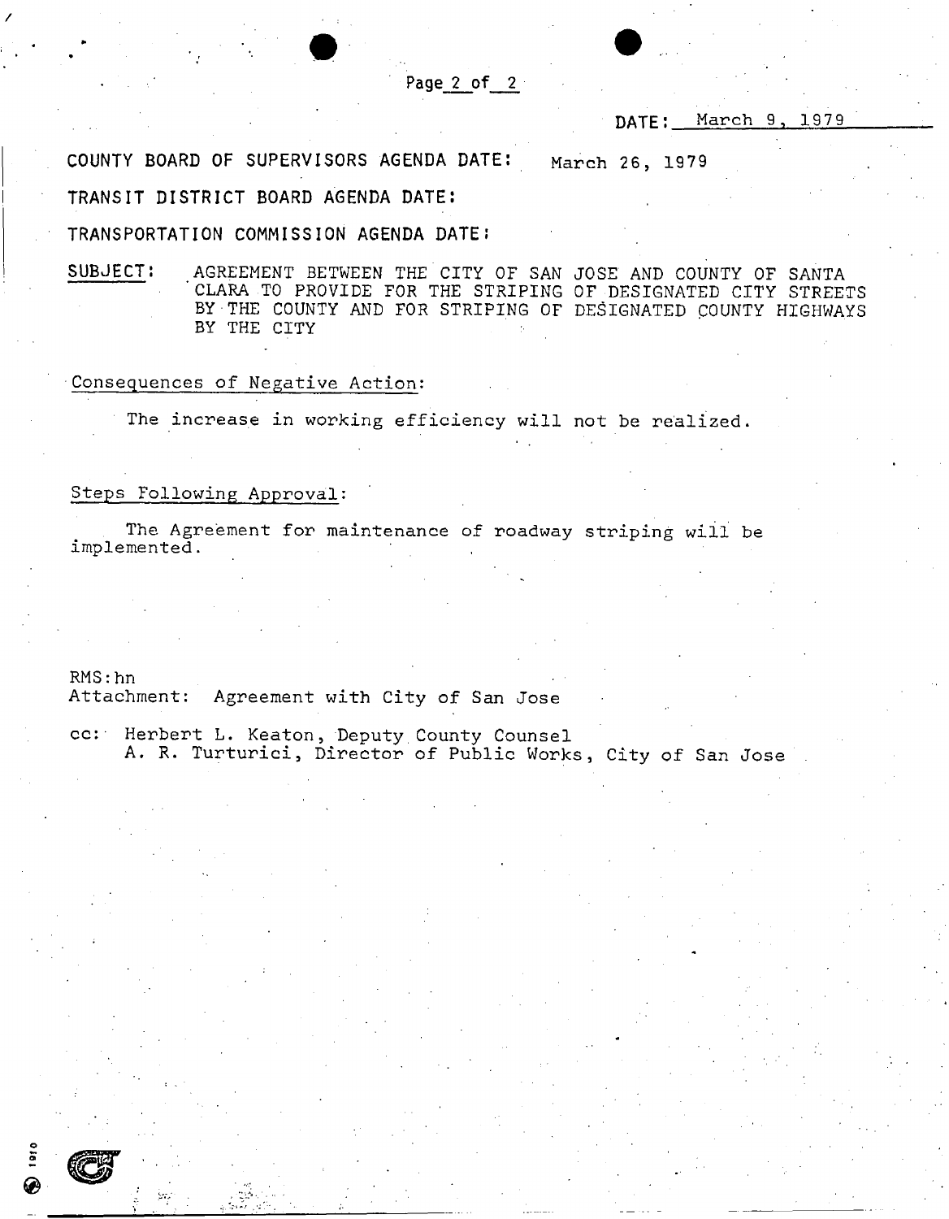DATE: March 9, 1979

COUNTY BOARD OF SUPERVISORS AGENDA DATE: March 26, 1979

TRANSIT DISTRICT BOARD AGENDA DATE:

TRANSPORTATION COMMISSION AGENDA DATE:

SUBJECT: AGREEMENT BETWEEN THE CITY OF SAN JOSE AND COUNTY OF SANTA CLARA TO PROVIDE FOR THE STRIPING OF DESIGNATED CITY STREETS BY THE COUNTY AND FOR STRIPING OF DESIGNATED COUNTY HIGHWAYS BY THE CITY

Consequences of Negative Action:

The increase in working efficiency will not be realized.

Steps Following Approval:

The Agreement for maintenance of roadway striping will be implemented.

RMS:hn
Attachment: Agreement with City of San Jose

cc: Herbert L. Keaton, Deputy County Counsel
A. R. Turturici, Director of Public Works, City of San Jose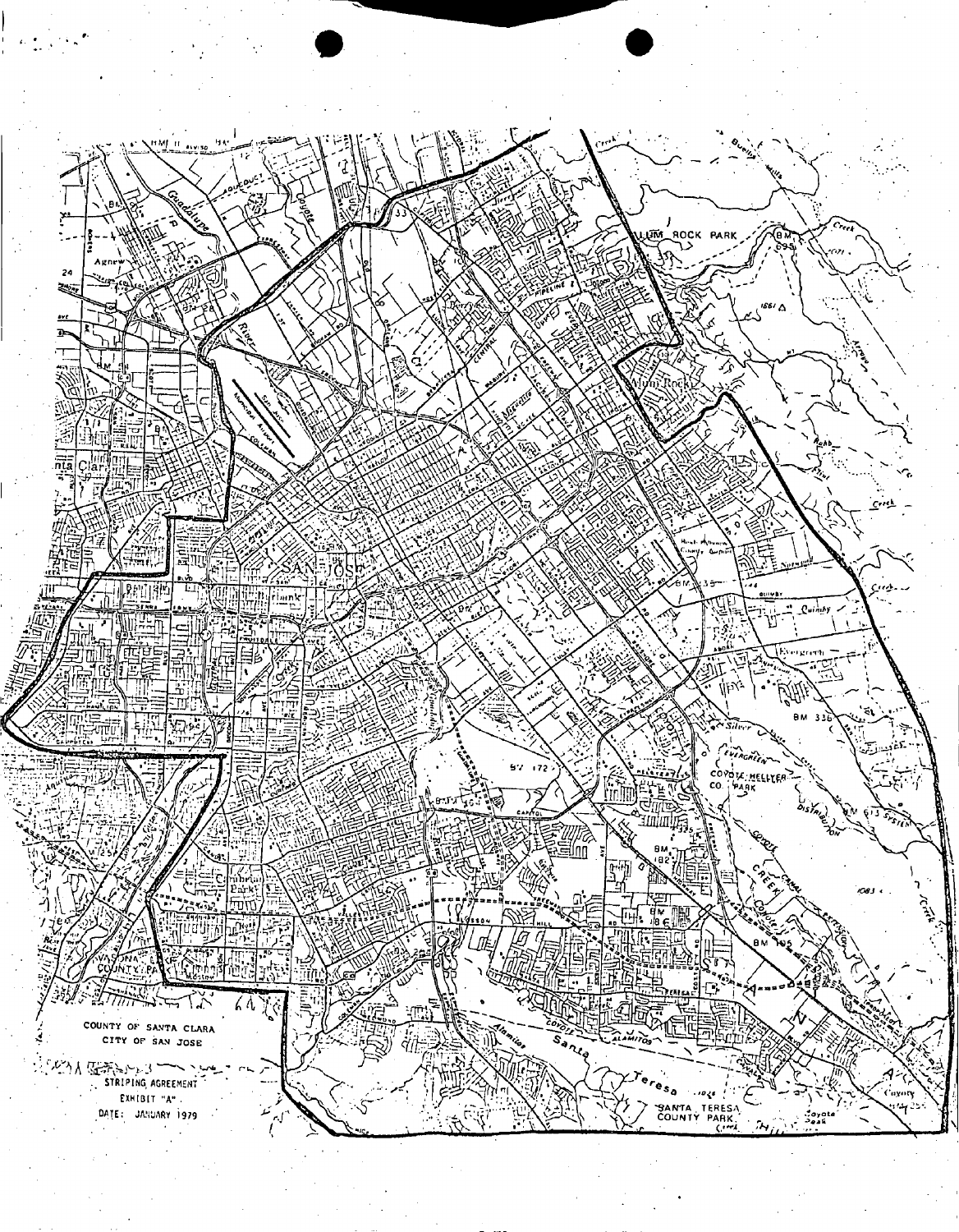COUNTY OF SANTA CLARA
CITY OF SAN JOSE

STRIPING AGREEMENT
EXHIBIT "A"
DATE: JANUARY 1979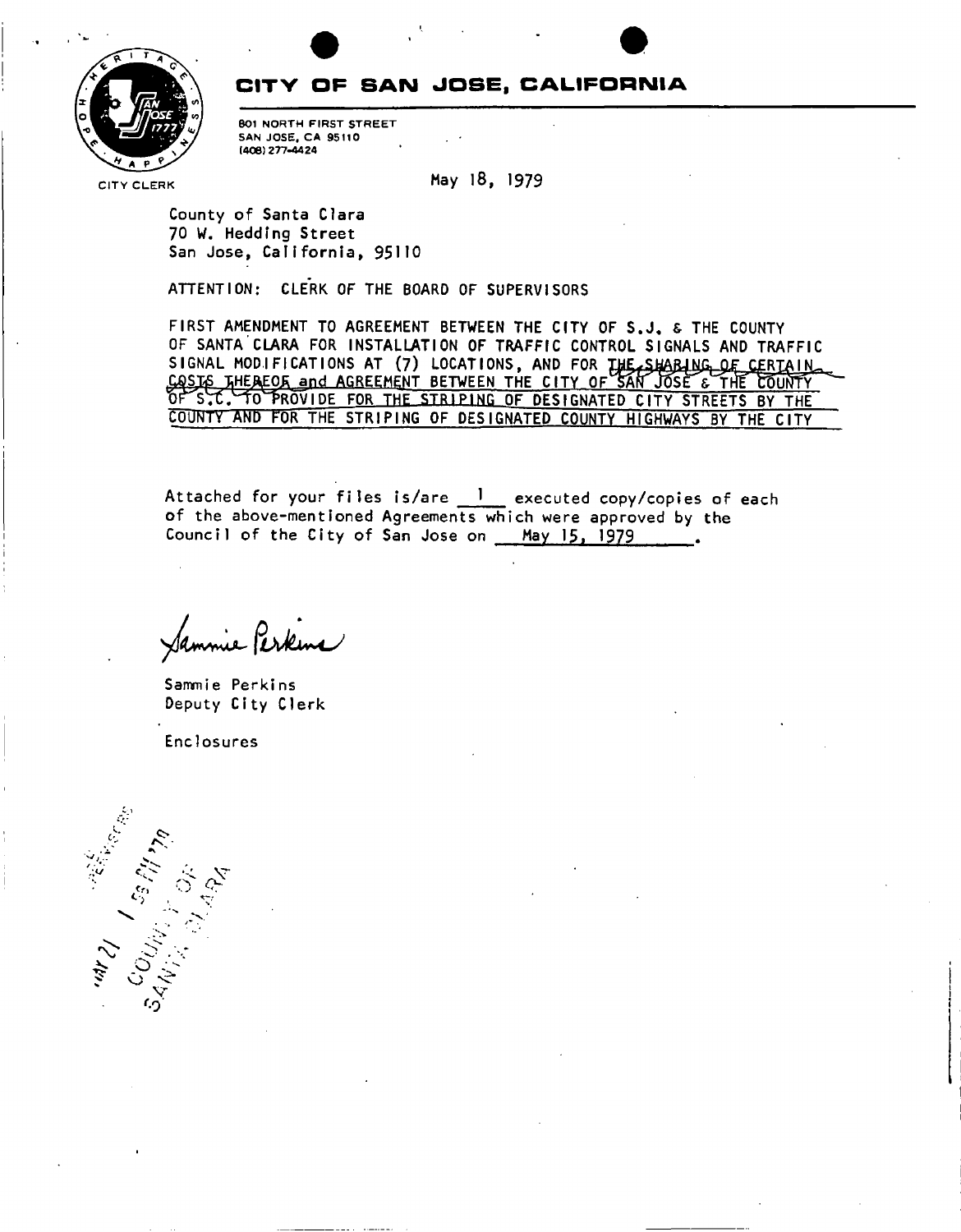**CITY OF SAN JOSE, CALIFORNIA**

801 NORTH FIRST STREET
SAN JOSE, CA 95110
(408) 277-4424

CITY CLERK

May 18, 1979

County of Santa Clara
70 W. Hedding Street
San Jose, California, 95110

ATTENTION: CLERK OF THE BOARD OF SUPERVISORS

FIRST AMENDMENT TO AGREEMENT BETWEEN THE CITY OF S.J. & THE COUNTY OF SANTA CLARA FOR INSTALLATION OF TRAFFIC CONTROL SIGNALS AND TRAFFIC SIGNAL MODIFICATIONS AT (7) LOCATIONS, AND FOR THE SHARING OF CERTAIN COSTS THEREOF and AGREEMENT BETWEEN THE CITY OF SAN JOSE & THE COUNTY OF S.C. TO PROVIDE FOR THE STRIPING OF DESIGNATED CITY STREETS BY THE COUNTY AND FOR THE STRIPING OF DESIGNATED COUNTY HIGHWAYS BY THE CITY

Attached for your files is/are 1 executed copy/copies of each of the above-mentioned Agreements which were approved by the Council of the City of San Jose on May 15, 1979.

Sammie Perkins

Sammie Perkins
Deputy City Clerk

Enclosures

MAY 21 1 55 PM '79
COUNTY OF SANTA CLARA